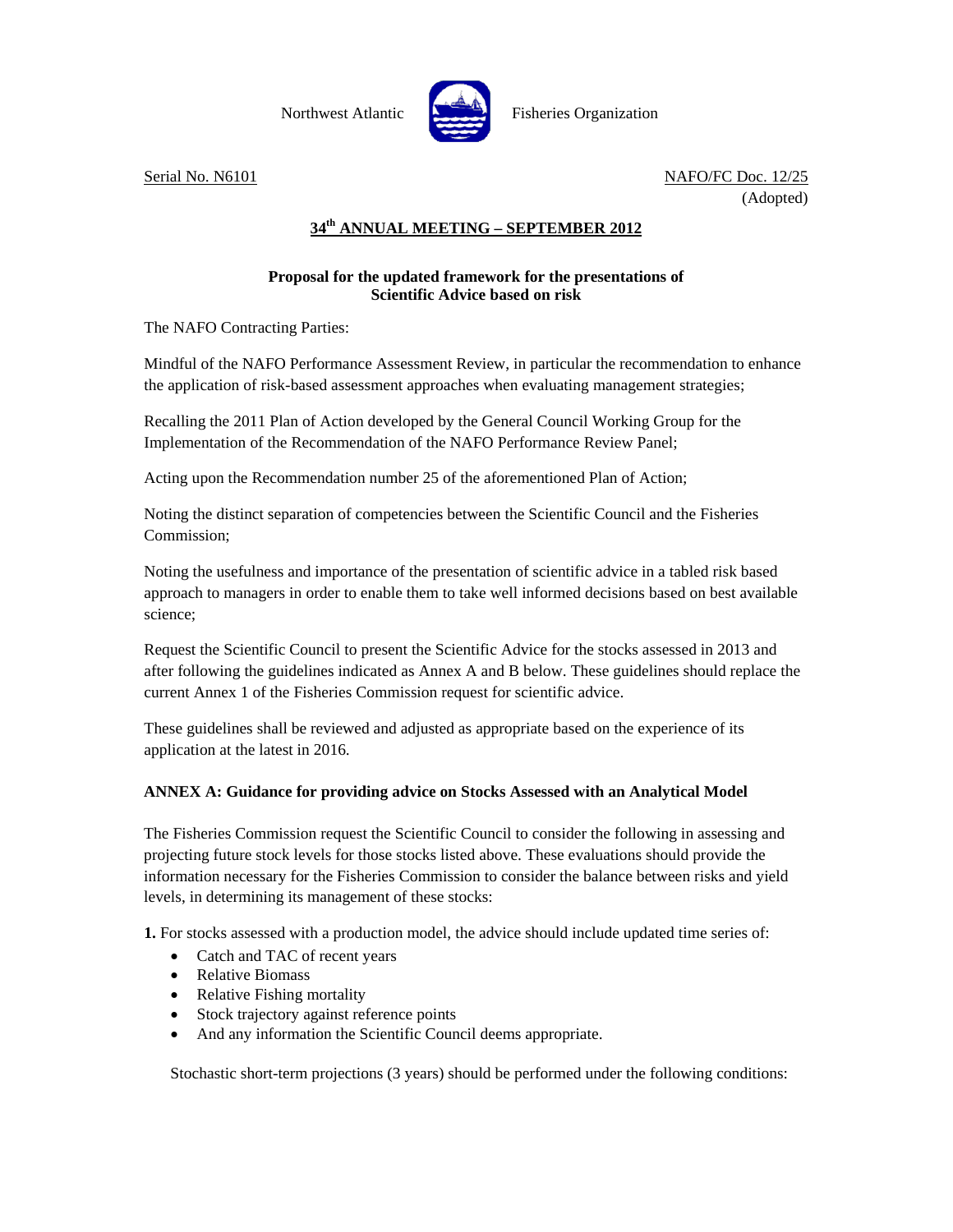Northwest Atlantic Fisheries Organization

Serial No. N6101 NAFO/FC Doc. 12/25

(Adopted)

## 34th ANNUAL MEETING – SEPTEMBER 2012

**Proposal for the updated framework for the presentations of Scientific Advice based on risk**

The NAFO Contracting Parties:

Mindful of the NAFO Performance Assessment Review, in particular the recommendation to enhance the application of risk-based assessment approaches when evaluating management strategies;

Recalling the 2011 Plan of Action developed by the General Council Working Group for the Implementation of the Recommendation of the NAFO Performance Review Panel;

Acting upon the Recommendation number 25 of the aforementioned Plan of Action;

Noting the distinct separation of competencies between the Scientific Council and the Fisheries Commission;

Noting the usefulness and importance of the presentation of scientific advice in a tabled risk based approach to managers in order to enable them to take well informed decisions based on best available science;

Request the Scientific Council to present the Scientific Advice for the stocks assessed in 2013 and after following the guidelines indicated as Annex A and B below. These guidelines should replace the current Annex 1 of the Fisheries Commission request for scientific advice.

These guidelines shall be reviewed and adjusted as appropriate based on the experience of its application at the latest in 2016.

### ANNEX A: Guidance for providing advice on Stocks Assessed with an Analytical Model

The Fisheries Commission request the Scientific Council to consider the following in assessing and projecting future stock levels for those stocks listed above. These evaluations should provide the information necessary for the Fisheries Commission to consider the balance between risks and yield levels, in determining its management of these stocks:

**1.** For stocks assessed with a production model, the advice should include updated time series of:

- Catch and TAC of recent years
- Relative Biomass
- Relative Fishing mortality
- Stock trajectory against reference points
- And any information the Scientific Council deems appropriate.

Stochastic short-term projections (3 years) should be performed under the following conditions: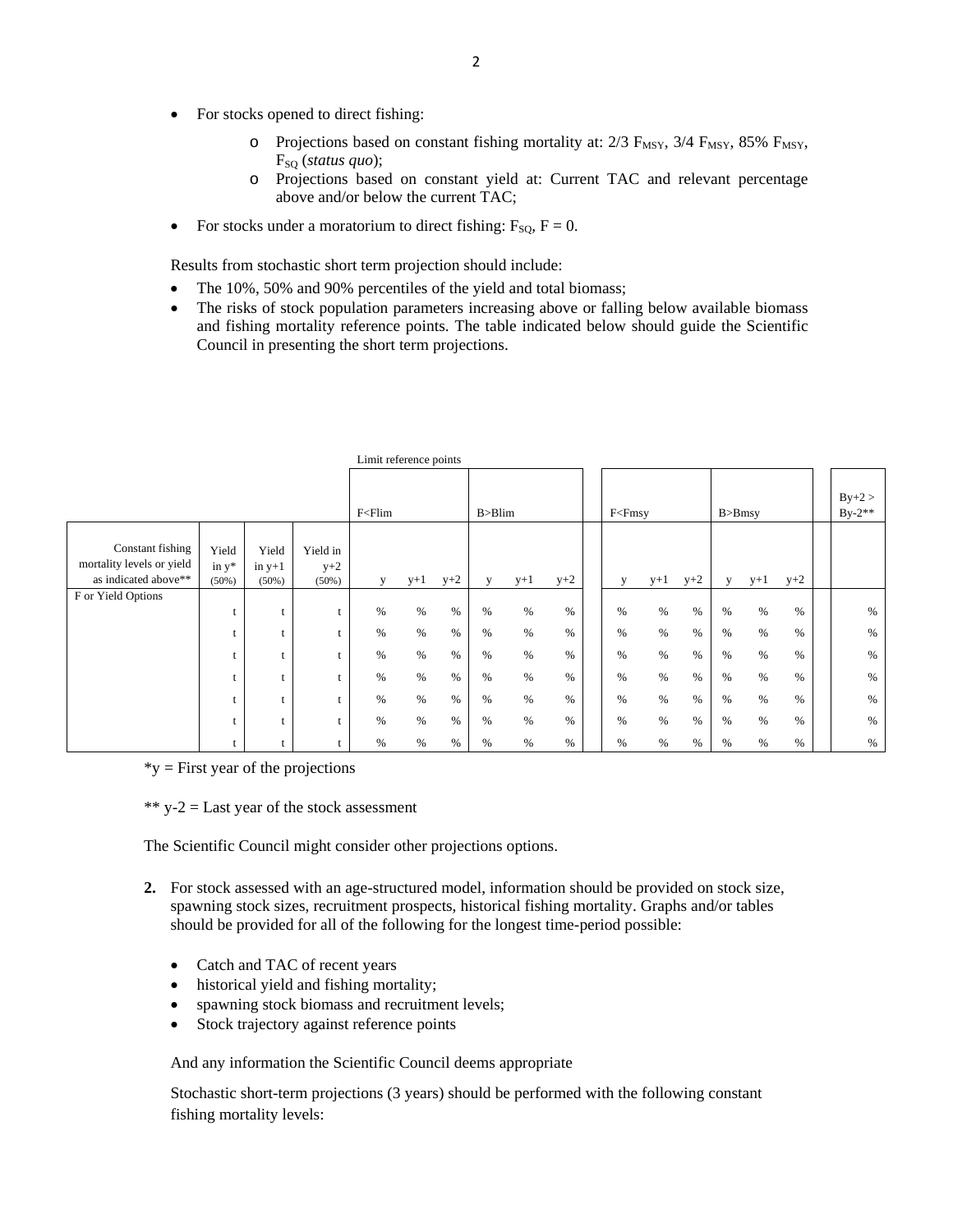- For stocks opened to direct fishing:
  - Projections based on constant fishing mortality at: 2/3 $F_{MSY}$, 3/4 $F_{MSY}$, 85% $F_{MSY}$, $F_{SQ}$ (*status quo*);
  - Projections based on constant yield at: Current TAC and relevant percentage above and/or below the current TAC;
- For stocks under a moratorium to direct fishing: $F_{SQ}$, F = 0.

Results from stochastic short term projection should include:

- The 10%, 50% and 90% percentiles of the yield and total biomass;
- The risks of stock population parameters increasing above or falling below available biomass and fishing mortality reference points. The table indicated below should guide the Scientific Council in presenting the short term projections.

| | | | | Limit reference points | | | | | | | | | | | | |
|---|---|---|---|---|---|---|---|---|---|---|---|---|---|---|---|---|
| | | | | F<Flim | | | B>Blim | | | F<Fmsy | | | B>Bmsy | | | By+2 > By-2** |
| Constant fishing mortality levels or yield as indicated above** | Yield in y* (50%) | Yield in y+1 (50%) | Yield in y+2 (50%) | y | y+1 | y+2 | y | y+1 | y+2 | y | y+1 | y+2 | y | y+1 | y+2 | |
| F or Yield Options | t | t | t | % | % | % | % | % | % | % | % | % | % | % | % | % |
| | t | t | t | % | % | % | % | % | % | % | % | % | % | % | % | % |
| | t | t | t | % | % | % | % | % | % | % | % | % | % | % | % | % |
| | t | t | t | % | % | % | % | % | % | % | % | % | % | % | % | % |
| | t | t | t | % | % | % | % | % | % | % | % | % | % | % | % | % |
| | t | t | t | % | % | % | % | % | % | % | % | % | % | % | % | % |
| | t | t | t | % | % | % | % | % | % | % | % | % | % | % | % | % |

*y = First year of the projections

** y-2 = Last year of the stock assessment

The Scientific Council might consider other projections options.

**2.** For stock assessed with an age-structured model, information should be provided on stock size, spawning stock sizes, recruitment prospects, historical fishing mortality. Graphs and/or tables should be provided for all of the following for the longest time-period possible:

- Catch and TAC of recent years
- historical yield and fishing mortality;
- spawning stock biomass and recruitment levels;
- Stock trajectory against reference points

And any information the Scientific Council deems appropriate

Stochastic short-term projections (3 years) should be performed with the following constant fishing mortality levels: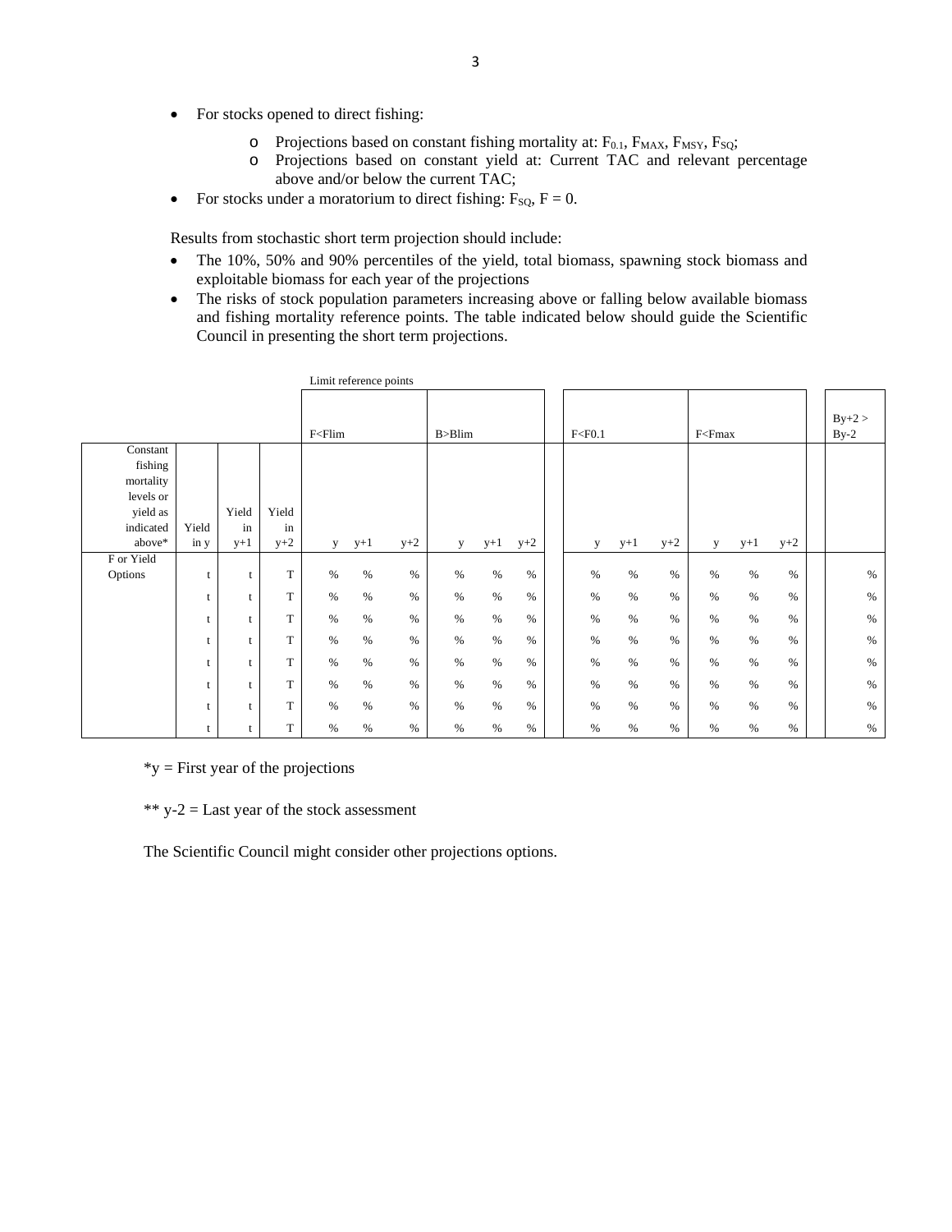- For stocks opened to direct fishing:
    - Projections based on constant fishing mortality at: $F_{0.1}$, $F_{MAX}$, $F_{MSY}$, $F_{SQ}$;
    - Projections based on constant yield at: Current TAC and relevant percentage above and/or below the current TAC;
- For stocks under a moratorium to direct fishing: $F_{SQ}$, $F = 0$.

Results from stochastic short term projection should include:

- The 10%, 50% and 90% percentiles of the yield, total biomass, spawning stock biomass and exploitable biomass for each year of the projections
- The risks of stock population parameters increasing above or falling below available biomass and fishing mortality reference points. The table indicated below should guide the Scientific Council in presenting the short term projections.

| | | | | Limit reference points | | | | | | | | | | | | | |
|---|---|---|---|---|---|---|---|---|---|---|---|---|---|---|---|---|---|
| | | | | F<Flim | | | B>Blim | | | F<F0.1 | | | F<Fmax | | | By+2 > By-2 |
| Constant fishing mortality levels or yield as indicated above* | Yield in y | Yield in y+1 | Yield in y+2 | y | y+1 | y+2 | y | y+1 | y+2 | y | y+1 | y+2 | y | y+1 | y+2 | |
| F or Yield Options | t | t | T | % | % | % | % | % | % | % | % | % | % | % | % | % |
| | t | t | T | % | % | % | % | % | % | % | % | % | % | % | % | % |
| | t | t | T | % | % | % | % | % | % | % | % | % | % | % | % | % |
| | t | t | T | % | % | % | % | % | % | % | % | % | % | % | % | % |
| | t | t | T | % | % | % | % | % | % | % | % | % | % | % | % | % |
| | t | t | T | % | % | % | % | % | % | % | % | % | % | % | % | % |
| | t | t | T | % | % | % | % | % | % | % | % | % | % | % | % | % |
| | t | t | T | % | % | % | % | % | % | % | % | % | % | % | % | % |

*y = First year of the projections

** y-2 = Last year of the stock assessment

The Scientific Council might consider other projections options.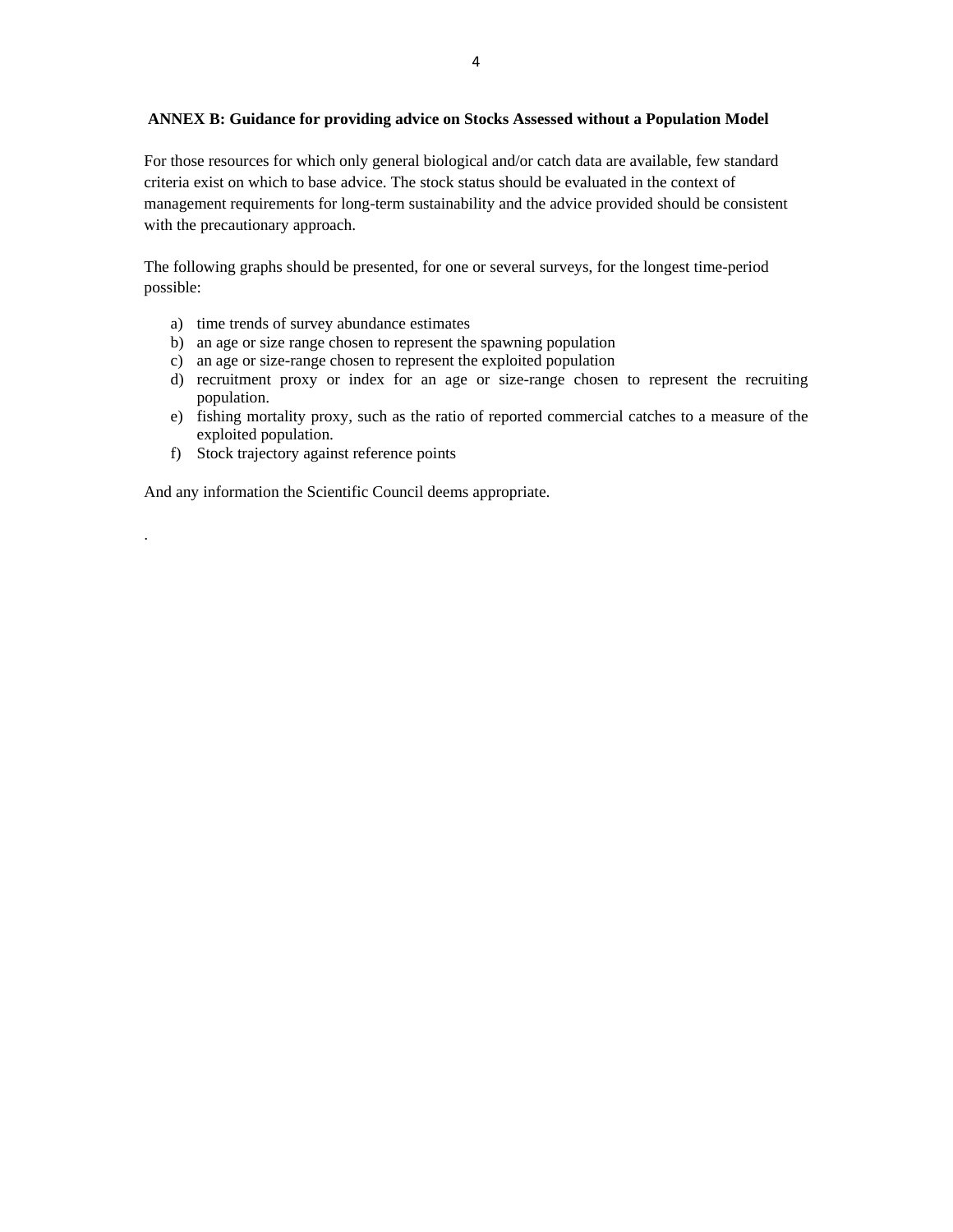## ANNEX B: Guidance for providing advice on Stocks Assessed without a Population Model

For those resources for which only general biological and/or catch data are available, few standard criteria exist on which to base advice. The stock status should be evaluated in the context of management requirements for long-term sustainability and the advice provided should be consistent with the precautionary approach.

The following graphs should be presented, for one or several surveys, for the longest time-period possible:

a) time trends of survey abundance estimates
b) an age or size range chosen to represent the spawning population
c) an age or size-range chosen to represent the exploited population
d) recruitment proxy or index for an age or size-range chosen to represent the recruiting population.
e) fishing mortality proxy, such as the ratio of reported commercial catches to a measure of the exploited population.
f) Stock trajectory against reference points

And any information the Scientific Council deems appropriate.

.